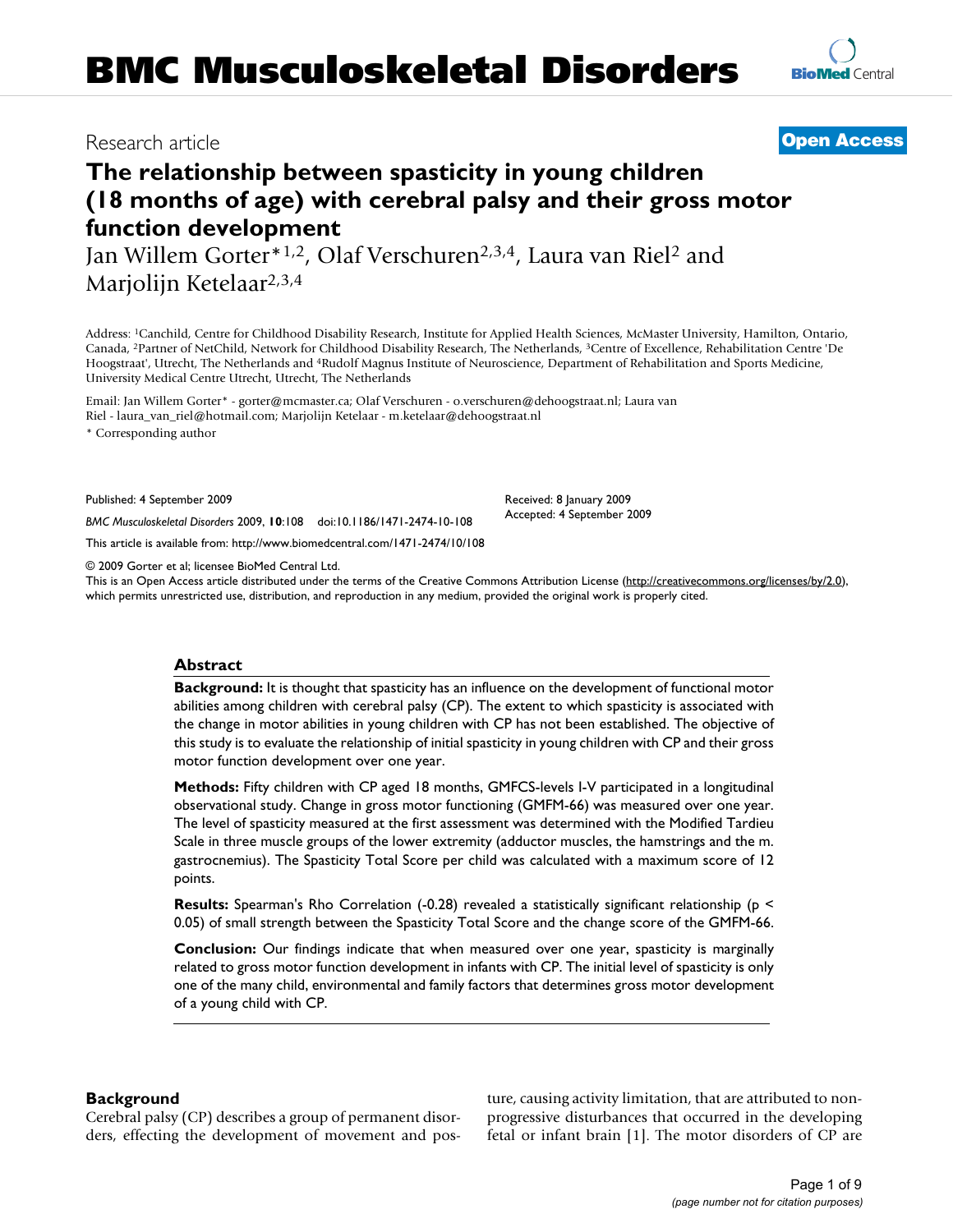# BMC Musculoskeletal Disorders

Research article

**Open Access**

## The relationship between spasticity in young children (18 months of age) with cerebral palsy and their gross motor function development

Jan Willem Gorter*[1,2], Olaf Verschuren[2,3,4], Laura van Riel[2] and Marjolijn Ketelaar[2,3,4]

Address: [1]Canchild, Centre for Childhood Disability Research, Institute for Applied Health Sciences, McMaster University, Hamilton, Ontario, Canada, [2]Partner of NetChild, Network for Childhood Disability Research, The Netherlands, [3]Centre of Excellence, Rehabilitation Centre 'De Hoogstraat', Utrecht, The Netherlands and [4]Rudolf Magnus Institute of Neuroscience, Department of Rehabilitation and Sports Medicine, University Medical Centre Utrecht, Utrecht, The Netherlands

Email: Jan Willem Gorter* - gorter@mcmaster.ca; Olaf Verschuren - o.verschuren@dehoogstraat.nl; Laura van Riel - laura_van_riel@hotmail.com; Marjolijn Ketelaar - m.ketelaar@dehoogstraat.nl

\* Corresponding author

Published: 4 September 2009

*BMC Musculoskeletal Disorders* 2009, **10**:108 doi:10.1186/1471-2474-10-108

Received: 8 January 2009
Accepted: 4 September 2009

This article is available from: http://www.biomedcentral.com/1471-2474/10/108

© 2009 Gorter et al; licensee BioMed Central Ltd.
This is an Open Access article distributed under the terms of the Creative Commons Attribution License (http://creativecommons.org/licenses/by/2.0), which permits unrestricted use, distribution, and reproduction in any medium, provided the original work is properly cited.

### Abstract

**Background:** It is thought that spasticity has an influence on the development of functional motor abilities among children with cerebral palsy (CP). The extent to which spasticity is associated with the change in motor abilities in young children with CP has not been established. The objective of this study is to evaluate the relationship of initial spasticity in young children with CP and their gross motor function development over one year.

**Methods:** Fifty children with CP aged 18 months, GMFCS-levels I-V participated in a longitudinal observational study. Change in gross motor functioning (GMFM-66) was measured over one year. The level of spasticity measured at the first assessment was determined with the Modified Tardieu Scale in three muscle groups of the lower extremity (adductor muscles, the hamstrings and the m. gastrocnemius). The Spasticity Total Score per child was calculated with a maximum score of 12 points.

**Results:** Spearman's Rho Correlation (-0.28) revealed a statistically significant relationship ($p < 0.05$) of small strength between the Spasticity Total Score and the change score of the GMFM-66.

**Conclusion:** Our findings indicate that when measured over one year, spasticity is marginally related to gross motor function development in infants with CP. The initial level of spasticity is only one of the many child, environmental and family factors that determines gross motor development of a young child with CP.

### Background

Cerebral palsy (CP) describes a group of permanent disorders, effecting the development of movement and posture, causing activity limitation, that are attributed to non-progressive disturbances that occurred in the developing fetal or infant brain [1]. The motor disorders of CP are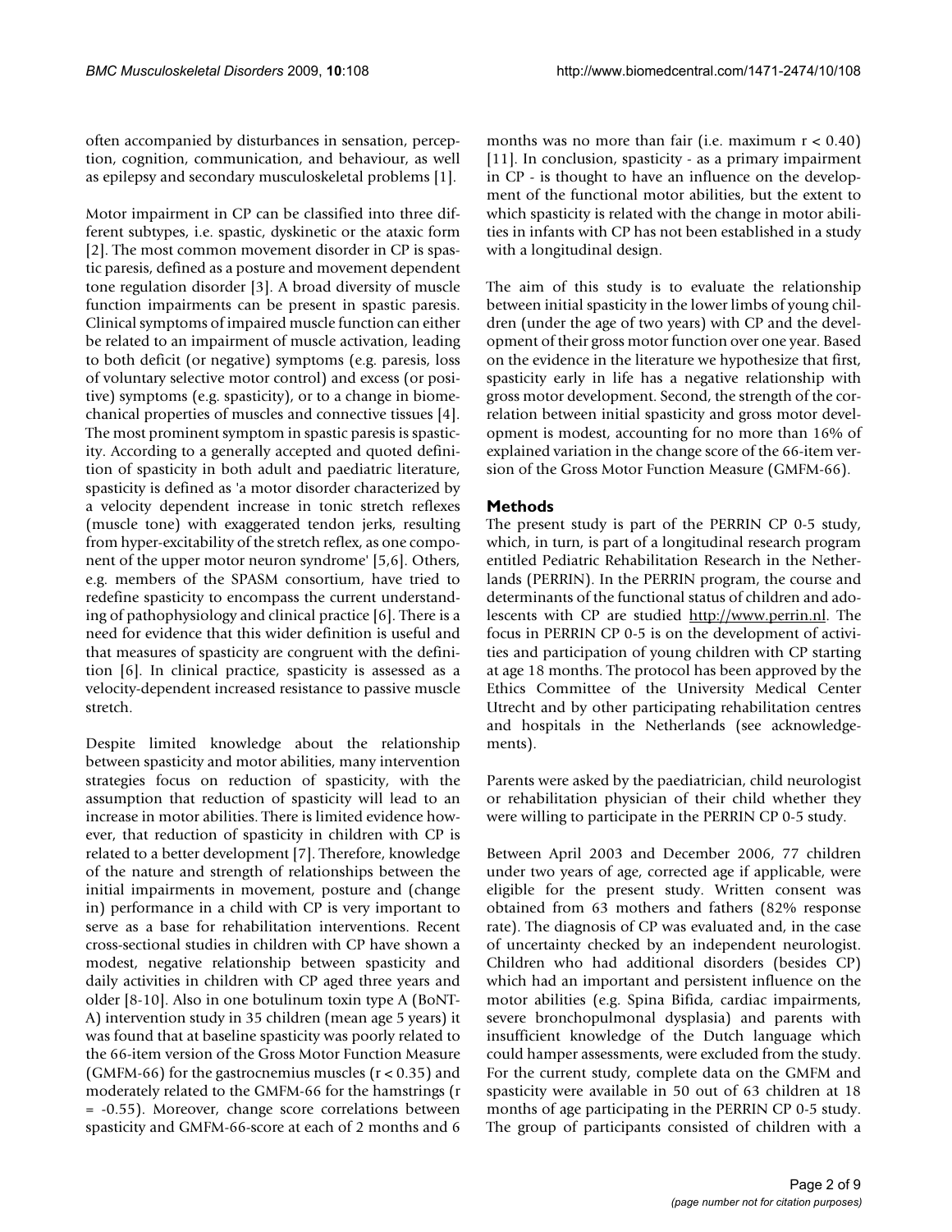often accompanied by disturbances in sensation, perception, cognition, communication, and behaviour, as well as epilepsy and secondary musculoskeletal problems [1].

Motor impairment in CP can be classified into three different subtypes, i.e. spastic, dyskinetic or the ataxic form [2]. The most common movement disorder in CP is spastic paresis, defined as a posture and movement dependent tone regulation disorder [3]. A broad diversity of muscle function impairments can be present in spastic paresis. Clinical symptoms of impaired muscle function can either be related to an impairment of muscle activation, leading to both deficit (or negative) symptoms (e.g. paresis, loss of voluntary selective motor control) and excess (or positive) symptoms (e.g. spasticity), or to a change in biomechanical properties of muscles and connective tissues [4]. The most prominent symptom in spastic paresis is spasticity. According to a generally accepted and quoted definition of spasticity in both adult and paediatric literature, spasticity is defined as 'a motor disorder characterized by a velocity dependent increase in tonic stretch reflexes (muscle tone) with exaggerated tendon jerks, resulting from hyper-excitability of the stretch reflex, as one component of the upper motor neuron syndrome' [5,6]. Others, e.g. members of the SPASM consortium, have tried to redefine spasticity to encompass the current understanding of pathophysiology and clinical practice [6]. There is a need for evidence that this wider definition is useful and that measures of spasticity are congruent with the definition [6]. In clinical practice, spasticity is assessed as a velocity-dependent increased resistance to passive muscle stretch.

Despite limited knowledge about the relationship between spasticity and motor abilities, many intervention strategies focus on reduction of spasticity, with the assumption that reduction of spasticity will lead to an increase in motor abilities. There is limited evidence however, that reduction of spasticity in children with CP is related to a better development [7]. Therefore, knowledge of the nature and strength of relationships between the initial impairments in movement, posture and (change in) performance in a child with CP is very important to serve as a base for rehabilitation interventions. Recent cross-sectional studies in children with CP have shown a modest, negative relationship between spasticity and daily activities in children with CP aged three years and older [8-10]. Also in one botulinum toxin type A (BoNT-A) intervention study in 35 children (mean age 5 years) it was found that at baseline spasticity was poorly related to the 66-item version of the Gross Motor Function Measure (GMFM-66) for the gastrocnemius muscles ($r < 0.35$) and moderately related to the GMFM-66 for the hamstrings ($r = -0.55$). Moreover, change score correlations between spasticity and GMFM-66-score at each of 2 months and 6 months was no more than fair (i.e. maximum $r < 0.40$) [11]. In conclusion, spasticity - as a primary impairment in CP - is thought to have an influence on the development of the functional motor abilities, but the extent to which spasticity is related with the change in motor abilities in infants with CP has not been established in a study with a longitudinal design.

The aim of this study is to evaluate the relationship between initial spasticity in the lower limbs of young children (under the age of two years) with CP and the development of their gross motor function over one year. Based on the evidence in the literature we hypothesize that first, spasticity early in life has a negative relationship with gross motor development. Second, the strength of the correlation between initial spasticity and gross motor development is modest, accounting for no more than 16% of explained variation in the change score of the 66-item version of the Gross Motor Function Measure (GMFM-66).

## Methods

The present study is part of the PERRIN CP 0-5 study, which, in turn, is part of a longitudinal research program entitled Pediatric Rehabilitation Research in the Netherlands (PERRIN). In the PERRIN program, the course and determinants of the functional status of children and adolescents with CP are studied http://www.perrin.nl. The focus in PERRIN CP 0-5 is on the development of activities and participation of young children with CP starting at age 18 months. The protocol has been approved by the Ethics Committee of the University Medical Center Utrecht and by other participating rehabilitation centres and hospitals in the Netherlands (see acknowledgements).

Parents were asked by the paediatrician, child neurologist or rehabilitation physician of their child whether they were willing to participate in the PERRIN CP 0-5 study.

Between April 2003 and December 2006, 77 children under two years of age, corrected age if applicable, were eligible for the present study. Written consent was obtained from 63 mothers and fathers (82% response rate). The diagnosis of CP was evaluated and, in the case of uncertainty checked by an independent neurologist. Children who had additional disorders (besides CP) which had an important and persistent influence on the motor abilities (e.g. Spina Bifida, cardiac impairments, severe bronchopulmonal dysplasia) and parents with insufficient knowledge of the Dutch language which could hamper assessments, were excluded from the study. For the current study, complete data on the GMFM and spasticity were available in 50 out of 63 children at 18 months of age participating in the PERRIN CP 0-5 study. The group of participants consisted of children with a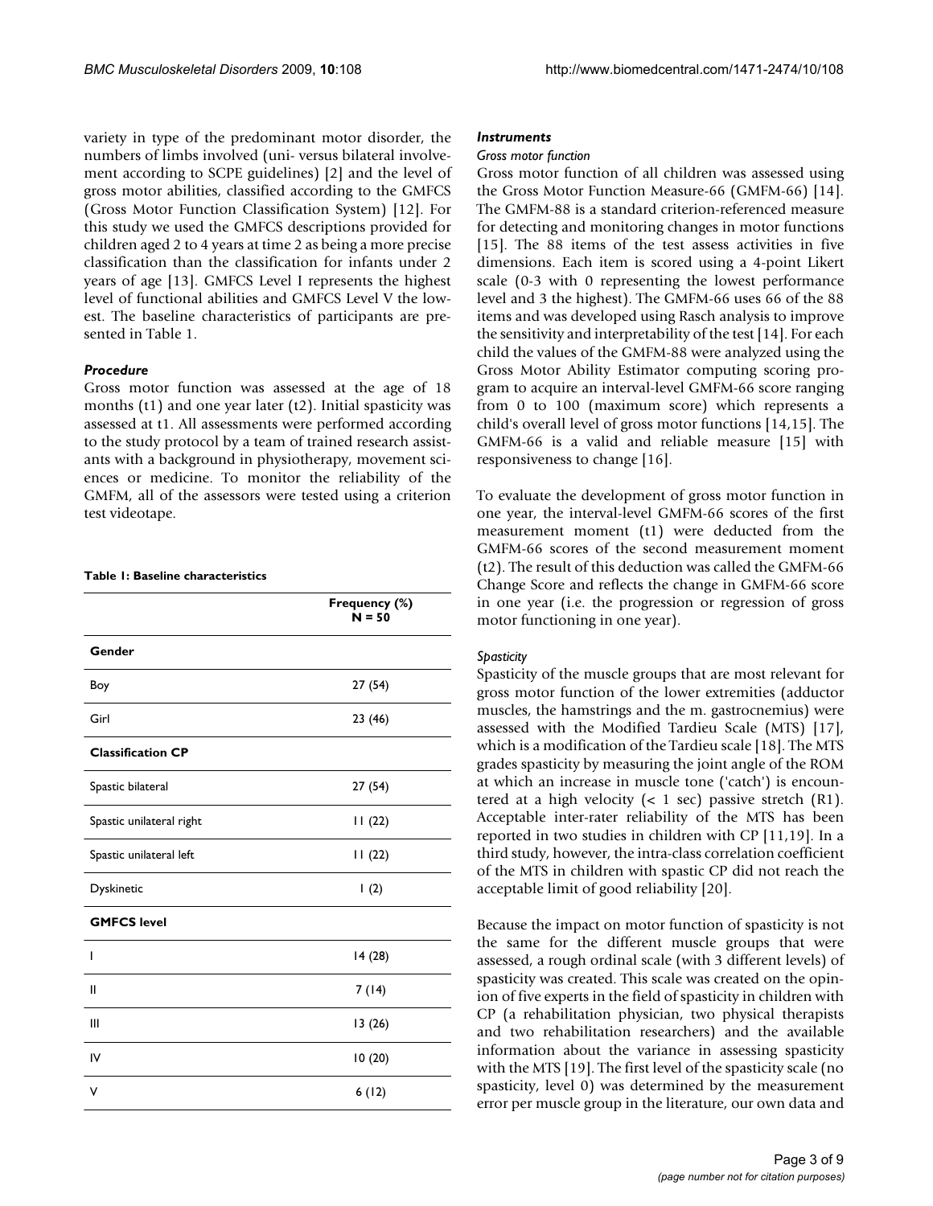variety in type of the predominant motor disorder, the numbers of limbs involved (uni- versus bilateral involvement according to SCPE guidelines) [2] and the level of gross motor abilities, classified according to the GMFCS (Gross Motor Function Classification System) [12]. For this study we used the GMFCS descriptions provided for children aged 2 to 4 years at time 2 as being a more precise classification than the classification for infants under 2 years of age [13]. GMFCS Level I represents the highest level of functional abilities and GMFCS Level V the lowest. The baseline characteristics of participants are presented in Table 1.

### *Procedure*

Gross motor function was assessed at the age of 18 months (t1) and one year later (t2). Initial spasticity was assessed at t1. All assessments were performed according to the study protocol by a team of trained research assistants with a background in physiotherapy, movement sciences or medicine. To monitor the reliability of the GMFM, all of the assessors were tested using a criterion test videotape.

**Table 1: Baseline characteristics**

| | Frequency (%) N = 50 |
|---|---|
| **Gender** | |
| Boy | 27 (54) |
| Girl | 23 (46) |
| **Classification CP** | |
| Spastic bilateral | 27 (54) |
| Spastic unilateral right | 11 (22) |
| Spastic unilateral left | 11 (22) |
| Dyskinetic | 1 (2) |
| **GMFCS level** | |
| I | 14 (28) |
| II | 7 (14) |
| III | 13 (26) |
| IV | 10 (20) |
| V | 6 (12) |

### *Instruments*

#### *Gross motor function*

Gross motor function of all children was assessed using the Gross Motor Function Measure-66 (GMFM-66) [14]. The GMFM-88 is a standard criterion-referenced measure for detecting and monitoring changes in motor functions [15]. The 88 items of the test assess activities in five dimensions. Each item is scored using a 4-point Likert scale (0-3 with 0 representing the lowest performance level and 3 the highest). The GMFM-66 uses 66 of the 88 items and was developed using Rasch analysis to improve the sensitivity and interpretability of the test [14]. For each child the values of the GMFM-88 were analyzed using the Gross Motor Ability Estimator computing scoring program to acquire an interval-level GMFM-66 score ranging from 0 to 100 (maximum score) which represents a child's overall level of gross motor functions [14,15]. The GMFM-66 is a valid and reliable measure [15] with responsiveness to change [16].

To evaluate the development of gross motor function in one year, the interval-level GMFM-66 scores of the first measurement moment (t1) were deducted from the GMFM-66 scores of the second measurement moment (t2). The result of this deduction was called the GMFM-66 Change Score and reflects the change in GMFM-66 score in one year (i.e. the progression or regression of gross motor functioning in one year).

#### *Spasticity*

Spasticity of the muscle groups that are most relevant for gross motor function of the lower extremities (adductor muscles, the hamstrings and the m. gastrocnemius) were assessed with the Modified Tardieu Scale (MTS) [17], which is a modification of the Tardieu scale [18]. The MTS grades spasticity by measuring the joint angle of the ROM at which an increase in muscle tone ('catch') is encountered at a high velocity (< 1 sec) passive stretch (R1). Acceptable inter-rater reliability of the MTS has been reported in two studies in children with CP [11,19]. In a third study, however, the intra-class correlation coefficient of the MTS in children with spastic CP did not reach the acceptable limit of good reliability [20].

Because the impact on motor function of spasticity is not the same for the different muscle groups that were assessed, a rough ordinal scale (with 3 different levels) of spasticity was created. This scale was created on the opinion of five experts in the field of spasticity in children with CP (a rehabilitation physician, two physical therapists and two rehabilitation researchers) and the available information about the variance in assessing spasticity with the MTS [19]. The first level of the spasticity scale (no spasticity, level 0) was determined by the measurement error per muscle group in the literature, our own data and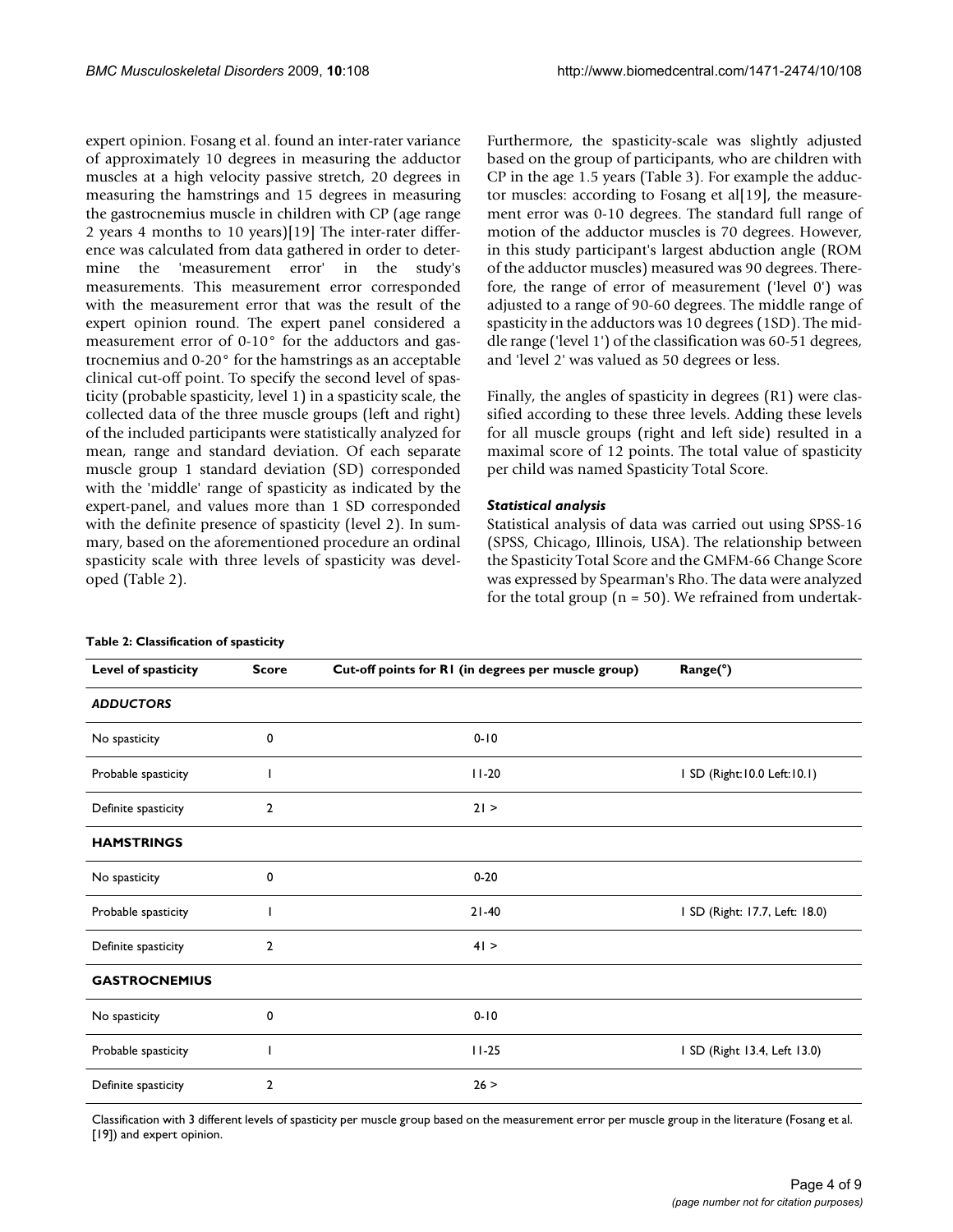expert opinion. Fosang et al. found an inter-rater variance of approximately 10 degrees in measuring the adductor muscles at a high velocity passive stretch, 20 degrees in measuring the hamstrings and 15 degrees in measuring the gastrocnemius muscle in children with CP (age range 2 years 4 months to 10 years)[19] The inter-rater difference was calculated from data gathered in order to determine the 'measurement error' in the study's measurements. This measurement error corresponded with the measurement error that was the result of the expert opinion round. The expert panel considered a measurement error of 0-10° for the adductors and gastrocnemius and 0-20° for the hamstrings as an acceptable clinical cut-off point. To specify the second level of spasticity (probable spasticity, level 1) in a spasticity scale, the collected data of the three muscle groups (left and right) of the included participants were statistically analyzed for mean, range and standard deviation. Of each separate muscle group 1 standard deviation (SD) corresponded with the 'middle' range of spasticity as indicated by the expert-panel, and values more than 1 SD corresponded with the definite presence of spasticity (level 2). In summary, based on the aforementioned procedure an ordinal spasticity scale with three levels of spasticity was developed (Table 2).

Furthermore, the spasticity-scale was slightly adjusted based on the group of participants, who are children with CP in the age 1.5 years (Table 3). For example the adductor muscles: according to Fosang et al[19], the measurement error was 0-10 degrees. The standard full range of motion of the adductor muscles is 70 degrees. However, in this study participant's largest abduction angle (ROM of the adductor muscles) measured was 90 degrees. Therefore, the range of error of measurement ('level 0') was adjusted to a range of 90-60 degrees. The middle range of spasticity in the adductors was 10 degrees (1SD). The middle range ('level 1') of the classification was 60-51 degrees, and 'level 2' was valued as 50 degrees or less.

Finally, the angles of spasticity in degrees (R1) were classified according to these three levels. Adding these levels for all muscle groups (right and left side) resulted in a maximal score of 12 points. The total value of spasticity per child was named Spasticity Total Score.

### *Statistical analysis*

Statistical analysis of data was carried out using SPSS-16 (SPSS, Chicago, Illinois, USA). The relationship between the Spasticity Total Score and the GMFM-66 Change Score was expressed by Spearman's Rho. The data were analyzed for the total group (n = 50). We refrained from undertak-

**Table 2: Classification of spasticity**

| Level of spasticity | Score | Cut-off points for R1 (in degrees per muscle group) | Range(°) |
|---|---|---|---|
| ***ADDUCTORS*** | | | |
| No spasticity | 0 | 0-10 | |
| Probable spasticity | 1 | 11-20 | 1 SD (Right:10.0 Left:10.1) |
| Definite spasticity | 2 | 21 > | |
| **HAMSTRINGS** | | | |
| No spasticity | 0 | 0-20 | |
| Probable spasticity | 1 | 21-40 | 1 SD (Right: 17.7, Left: 18.0) |
| Definite spasticity | 2 | 41 > | |
| **GASTROCNEMIUS** | | | |
| No spasticity | 0 | 0-10 | |
| Probable spasticity | 1 | 11-25 | 1 SD (Right 13.4, Left 13.0) |
| Definite spasticity | 2 | 26 > | |

Classification with 3 different levels of spasticity per muscle group based on the measurement error per muscle group in the literature (Fosang et al. [19]) and expert opinion.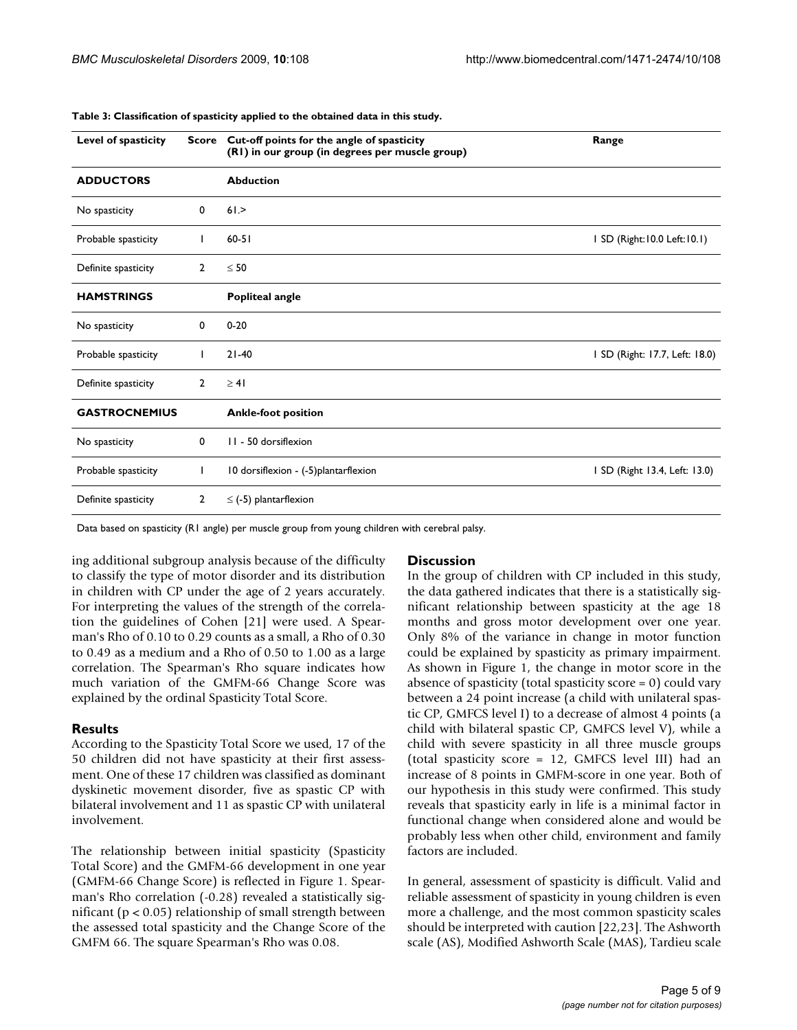**Table 3: Classification of spasticity applied to the obtained data in this study.**

| Level of spasticity | Score | Cut-off points for the angle of spasticity (R1) in our group (in degrees per muscle group) | Range |
|---|---|---|---|
| **ADDUCTORS** | | **Abduction** | |
| No spasticity | 0 | 61.> | |
| Probable spasticity | 1 | 60-51 | 1 SD (Right:10.0 Left:10.1) |
| Definite spasticity | 2 | ≤ 50 | |
| **HAMSTRINGS** | | **Popliteal angle** | |
| No spasticity | 0 | 0-20 | |
| Probable spasticity | 1 | 21-40 | 1 SD (Right: 17.7, Left: 18.0) |
| Definite spasticity | 2 | ≥ 41 | |
| **GASTROCNEMIUS** | | **Ankle-foot position** | |
| No spasticity | 0 | 11 - 50 dorsiflexion | |
| Probable spasticity | 1 | 10 dorsiflexion - (-5)plantarflexion | 1 SD (Right 13.4, Left: 13.0) |
| Definite spasticity | 2 | ≤ (-5) plantarflexion | |

Data based on spasticity (R1 angle) per muscle group from young children with cerebral palsy.

ing additional subgroup analysis because of the difficulty to classify the type of motor disorder and its distribution in children with CP under the age of 2 years accurately. For interpreting the values of the strength of the correlation the guidelines of Cohen [21] were used. A Spearman's Rho of 0.10 to 0.29 counts as a small, a Rho of 0.30 to 0.49 as a medium and a Rho of 0.50 to 1.00 as a large correlation. The Spearman's Rho square indicates how much variation of the GMFM-66 Change Score was explained by the ordinal Spasticity Total Score.

## Results

According to the Spasticity Total Score we used, 17 of the 50 children did not have spasticity at their first assessment. One of these 17 children was classified as dominant dyskinetic movement disorder, five as spastic CP with bilateral involvement and 11 as spastic CP with unilateral involvement.

The relationship between initial spasticity (Spasticity Total Score) and the GMFM-66 development in one year (GMFM-66 Change Score) is reflected in Figure 1. Spearman's Rho correlation (-0.28) revealed a statistically significant ($p < 0.05$) relationship of small strength between the assessed total spasticity and the Change Score of the GMFM 66. The square Spearman's Rho was 0.08.

## Discussion

In the group of children with CP included in this study, the data gathered indicates that there is a statistically significant relationship between spasticity at the age 18 months and gross motor development over one year. Only 8% of the variance in change in motor function could be explained by spasticity as primary impairment. As shown in Figure 1, the change in motor score in the absence of spasticity (total spasticity score = 0) could vary between a 24 point increase (a child with unilateral spastic CP, GMFCS level I) to a decrease of almost 4 points (a child with bilateral spastic CP, GMFCS level V), while a child with severe spasticity in all three muscle groups (total spasticity score = 12, GMFCS level III) had an increase of 8 points in GMFM-score in one year. Both of our hypothesis in this study were confirmed. This study reveals that spasticity early in life is a minimal factor in functional change when considered alone and would be probably less when other child, environment and family factors are included.

In general, assessment of spasticity is difficult. Valid and reliable assessment of spasticity in young children is even more a challenge, and the most common spasticity scales should be interpreted with caution [22,23]. The Ashworth scale (AS), Modified Ashworth Scale (MAS), Tardieu scale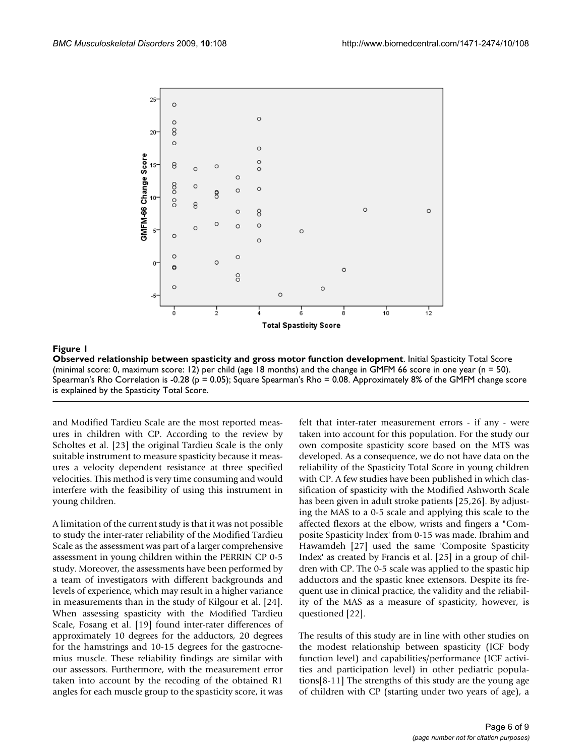**Figure 1**

**Observed relationship between spasticity and gross motor function development**. Initial Spasticity Total Score (minimal score: 0, maximum score: 12) per child (age 18 months) and the change in GMFM 66 score in one year (n = 50). Spearman's Rho Correlation is -0.28 (p = 0.05); Square Spearman's Rho = 0.08. Approximately 8% of the GMFM change score is explained by the Spasticity Total Score.

and Modified Tardieu Scale are the most reported measures in children with CP. According to the review by Scholtes et al. [23] the original Tardieu Scale is the only suitable instrument to measure spasticity because it measures a velocity dependent resistance at three specified velocities. This method is very time consuming and would interfere with the feasibility of using this instrument in young children.

A limitation of the current study is that it was not possible to study the inter-rater reliability of the Modified Tardieu Scale as the assessment was part of a larger comprehensive assessment in young children within the PERRIN CP 0-5 study. Moreover, the assessments have been performed by a team of investigators with different backgrounds and levels of experience, which may result in a higher variance in measurements than in the study of Kilgour et al. [24]. When assessing spasticity with the Modified Tardieu Scale, Fosang et al. [19] found inter-rater differences of approximately 10 degrees for the adductors, 20 degrees for the hamstrings and 10-15 degrees for the gastrocnemius muscle. These reliability findings are similar with our assessors. Furthermore, with the measurement error taken into account by the recoding of the obtained R1 angles for each muscle group to the spasticity score, it was felt that inter-rater measurement errors - if any - were taken into account for this population. For the study our own composite spasticity score based on the MTS was developed. As a consequence, we do not have data on the reliability of the Spasticity Total Score in young children with CP. A few studies have been published in which classification of spasticity with the Modified Ashworth Scale has been given in adult stroke patients [25,26]. By adjusting the MAS to a 0-5 scale and applying this scale to the affected flexors at the elbow, wrists and fingers a "Composite Spasticity Index' from 0-15 was made. Ibrahim and Hawamdeh [27] used the same 'Composite Spasticity Index' as created by Francis et al. [25] in a group of children with CP. The 0-5 scale was applied to the spastic hip adductors and the spastic knee extensors. Despite its frequent use in clinical practice, the validity and the reliability of the MAS as a measure of spasticity, however, is questioned [22].

The results of this study are in line with other studies on the modest relationship between spasticity (ICF body function level) and capabilities/performance (ICF activities and participation level) in other pediatric populations[8-11] The strengths of this study are the young age of children with CP (starting under two years of age), a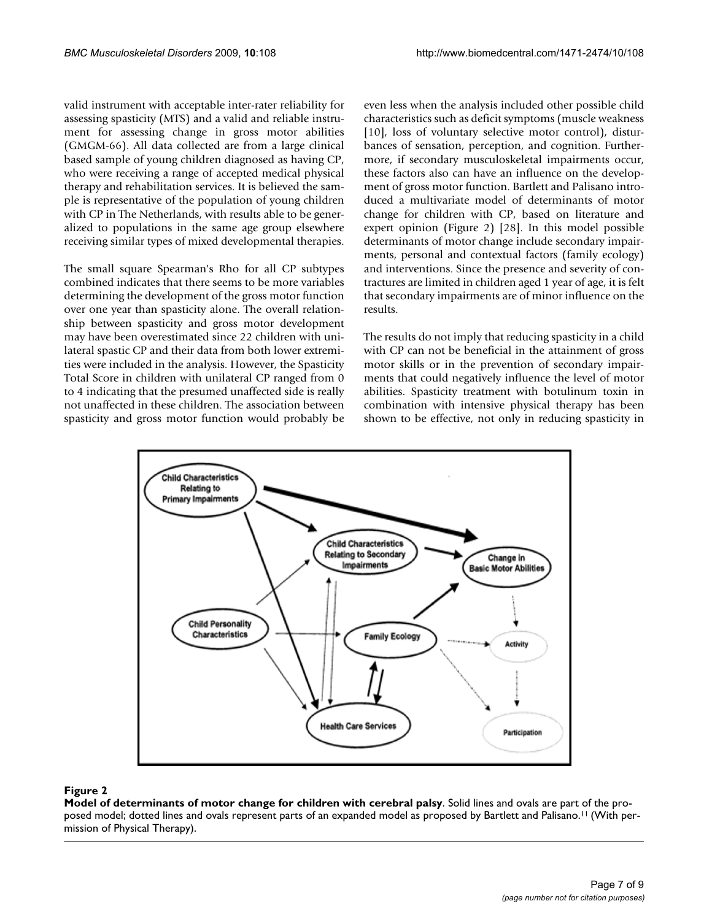valid instrument with acceptable inter-rater reliability for assessing spasticity (MTS) and a valid and reliable instrument for assessing change in gross motor abilities (GMGM-66). All data collected are from a large clinical based sample of young children diagnosed as having CP, who were receiving a range of accepted medical physical therapy and rehabilitation services. It is believed the sample is representative of the population of young children with CP in The Netherlands, with results able to be generalized to populations in the same age group elsewhere receiving similar types of mixed developmental therapies.

The small square Spearman's Rho for all CP subtypes combined indicates that there seems to be more variables determining the development of the gross motor function over one year than spasticity alone. The overall relationship between spasticity and gross motor development may have been overestimated since 22 children with unilateral spastic CP and their data from both lower extremities were included in the analysis. However, the Spasticity Total Score in children with unilateral CP ranged from 0 to 4 indicating that the presumed unaffected side is really not unaffected in these children. The association between spasticity and gross motor function would probably be even less when the analysis included other possible child characteristics such as deficit symptoms (muscle weakness [10], loss of voluntary selective motor control), disturbances of sensation, perception, and cognition. Furthermore, if secondary musculoskeletal impairments occur, these factors also can have an influence on the development of gross motor function. Bartlett and Palisano introduced a multivariate model of determinants of motor change for children with CP, based on literature and expert opinion (Figure 2) [28]. In this model possible determinants of motor change include secondary impairments, personal and contextual factors (family ecology) and interventions. Since the presence and severity of contractures are limited in children aged 1 year of age, it is felt that secondary impairments are of minor influence on the results.

The results do not imply that reducing spasticity in a child with CP can not be beneficial in the attainment of gross motor skills or in the prevention of secondary impairments that could negatively influence the level of motor abilities. Spasticity treatment with botulinum toxin in combination with intensive physical therapy has been shown to be effective, not only in reducing spasticity in

**Figure 2**

**Model of determinants of motor change for children with cerebral palsy**. Solid lines and ovals are part of the proposed model; dotted lines and ovals represent parts of an expanded model as proposed by Bartlett and Palisano.[11] (With permission of Physical Therapy).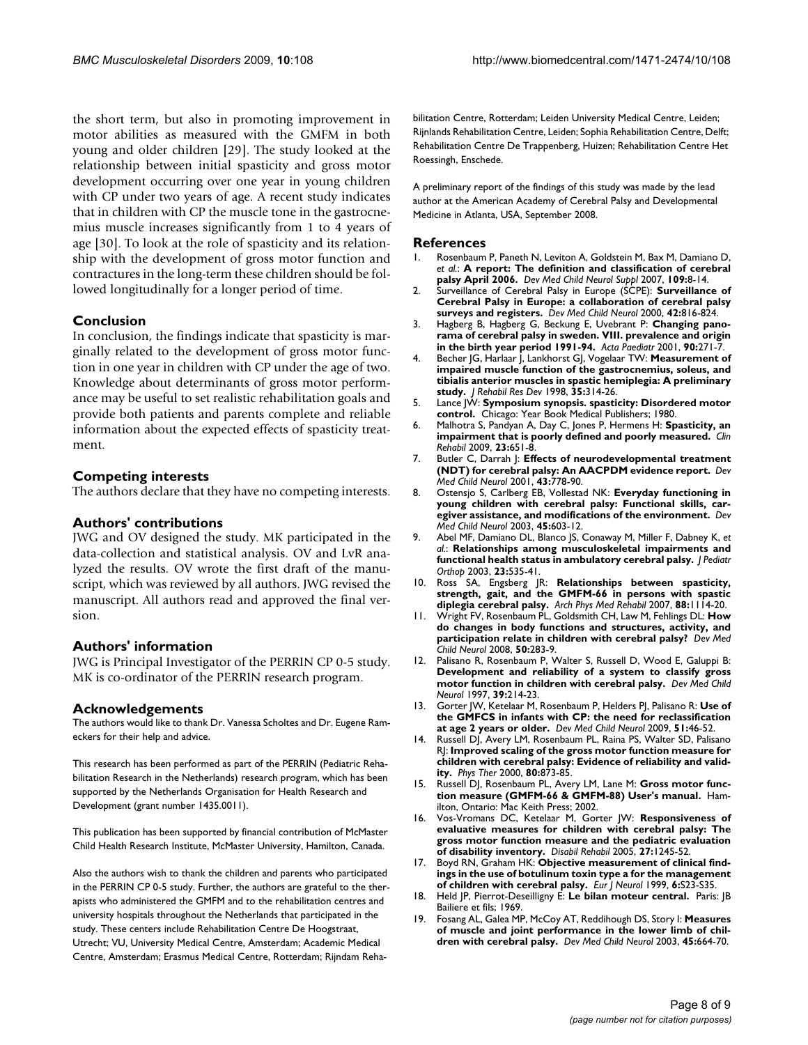the short term, but also in promoting improvement in motor abilities as measured with the GMFM in both young and older children [29]. The study looked at the relationship between initial spasticity and gross motor development occurring over one year in young children with CP under two years of age. A recent study indicates that in children with CP the muscle tone in the gastrocnemius muscle increases significantly from 1 to 4 years of age [30]. To look at the role of spasticity and its relationship with the development of gross motor function and contractures in the long-term these children should be followed longitudinally for a longer period of time.

## Conclusion

In conclusion, the findings indicate that spasticity is marginally related to the development of gross motor function in one year in children with CP under the age of two. Knowledge about determinants of gross motor performance may be useful to set realistic rehabilitation goals and provide both patients and parents complete and reliable information about the expected effects of spasticity treatment.

## Competing interests

The authors declare that they have no competing interests.

## Authors' contributions

JWG and OV designed the study. MK participated in the data-collection and statistical analysis. OV and LvR analyzed the results. OV wrote the first draft of the manuscript, which was reviewed by all authors. JWG revised the manuscript. All authors read and approved the final version.

## Authors' information

JWG is Principal Investigator of the PERRIN CP 0-5 study. MK is co-ordinator of the PERRIN research program.

## Acknowledgements

The authors would like to thank Dr. Vanessa Scholtes and Dr. Eugene Rameckers for their help and advice.

This research has been performed as part of the PERRIN (Pediatric Rehabilitation Research in the Netherlands) research program, which has been supported by the Netherlands Organisation for Health Research and Development (grant number 1435.0011).

This publication has been supported by financial contribution of McMaster Child Health Research Institute, McMaster University, Hamilton, Canada.

Also the authors wish to thank the children and parents who participated in the PERRIN CP 0-5 study. Further, the authors are grateful to the therapists who administered the GMFM and to the rehabilitation centres and university hospitals throughout the Netherlands that participated in the study. These centers include Rehabilitation Centre De Hoogstraat, Utrecht; VU, University Medical Centre, Amsterdam; Academic Medical Centre, Amsterdam; Erasmus Medical Centre, Rotterdam; Rijndam Rehabilitation Centre, Rotterdam; Leiden University Medical Centre, Leiden; Rijnlands Rehabilitation Centre, Leiden; Sophia Rehabilitation Centre, Delft; Rehabilitation Centre De Trappenberg, Huizen; Rehabilitation Centre Het Roessingh, Enschede.

A preliminary report of the findings of this study was made by the lead author at the American Academy of Cerebral Palsy and Developmental Medicine in Atlanta, USA, September 2008.

## References

1. Rosenbaum P, Paneth N, Leviton A, Goldstein M, Bax M, Damiano D, *et al.*: **A report: The definition and classification of cerebral palsy April 2006.** *Dev Med Child Neurol Suppl* 2007, **109:**8-14.
2. Surveillance of Cerebral Palsy in Europe (SCPE): **Surveillance of Cerebral Palsy in Europe: a collaboration of cerebral palsy surveys and registers.** *Dev Med Child Neurol* 2000, **42:**816-824.
3. Hagberg B, Hagberg G, Beckung E, Uvebrant P: **Changing panorama of cerebral palsy in sweden. VIII. prevalence and origin in the birth year period 1991-94.** *Acta Paediatr* 2001, **90:**271-7.
4. Becher JG, Harlaar J, Lankhorst GJ, Vogelaar TW: **Measurement of impaired muscle function of the gastrocnemius, soleus, and tibialis anterior muscles in spastic hemiplegia: A preliminary study.** *J Rehabil Res Dev* 1998, **35:**314-26.
5. Lance JW: **Symposium synopsis. spasticity: Disordered motor control.** Chicago: Year Book Medical Publishers; 1980.
6. Malhotra S, Pandyan A, Day C, Jones P, Hermens H: **Spasticity, an impairment that is poorly defined and poorly measured.** *Clin Rehabil* 2009, **23:**651-8.
7. Butler C, Darrah J: **Effects of neurodevelopmental treatment (NDT) for cerebral palsy: An AACPDM evidence report.** *Dev Med Child Neurol* 2001, **43:**778-90.
8. Ostensjo S, Carlberg EB, Vollestad NK: **Everyday functioning in young children with cerebral palsy: Functional skills, caregiver assistance, and modifications of the environment.** *Dev Med Child Neurol* 2003, **45:**603-12.
9. Abel MF, Damiano DL, Blanco JS, Conaway M, Miller F, Dabney K, *et al.*: **Relationships among musculoskeletal impairments and functional health status in ambulatory cerebral palsy.** *J Pediatr Orthop* 2003, **23:**535-41.
10. Ross SA, Engsberg JR: **Relationships between spasticity, strength, gait, and the GMFM-66 in persons with spastic diplegia cerebral palsy.** *Arch Phys Med Rehabil* 2007, **88:**1114-20.
11. Wright FV, Rosenbaum PL, Goldsmith CH, Law M, Fehlings DL: **How do changes in body functions and structures, activity, and participation relate in children with cerebral palsy?** *Dev Med Child Neurol* 2008, **50:**283-9.
12. Palisano R, Rosenbaum P, Walter S, Russell D, Wood E, Galuppi B: **Development and reliability of a system to classify gross motor function in children with cerebral palsy.** *Dev Med Child Neurol* 1997, **39:**214-23.
13. Gorter JW, Ketelaar M, Rosenbaum P, Helders PJ, Palisano R: **Use of the GMFCS in infants with CP: the need for reclassification at age 2 years or older.** *Dev Med Child Neurol* 2009, **51:**46-52.
14. Russell DJ, Avery LM, Rosenbaum PL, Raina PS, Walter SD, Palisano RJ: **Improved scaling of the gross motor function measure for children with cerebral palsy: Evidence of reliability and validity.** *Phys Ther* 2000, **80:**873-85.
15. Russell DJ, Rosenbaum PL, Avery LM, Lane M: **Gross motor function measure (GMFM-66 & GMFM-88) User's manual.** Hamilton, Ontario: Mac Keith Press; 2002.
16. Vos-Vromans DC, Ketelaar M, Gorter JW: **Responsiveness of evaluative measures for children with cerebral palsy: The gross motor function measure and the pediatric evaluation of disability inventory.** *Disabil Rehabil* 2005, **27:**1245-52.
17. Boyd RN, Graham HK: **Objective measurement of clinical findings in the use of botulinum toxin type a for the management of children with cerebral palsy.** *Eur J Neurol* 1999, **6:**S23-S35.
18. Held JP, Pierrot-Deseilligny E: **Le bilan moteur central.** Paris: JB Bailiere et fils; 1969.
19. Fosang AL, Galea MP, McCoy AT, Reddihough DS, Story I: **Measures of muscle and joint performance in the lower limb of children with cerebral palsy.** *Dev Med Child Neurol* 2003, **45:**664-70.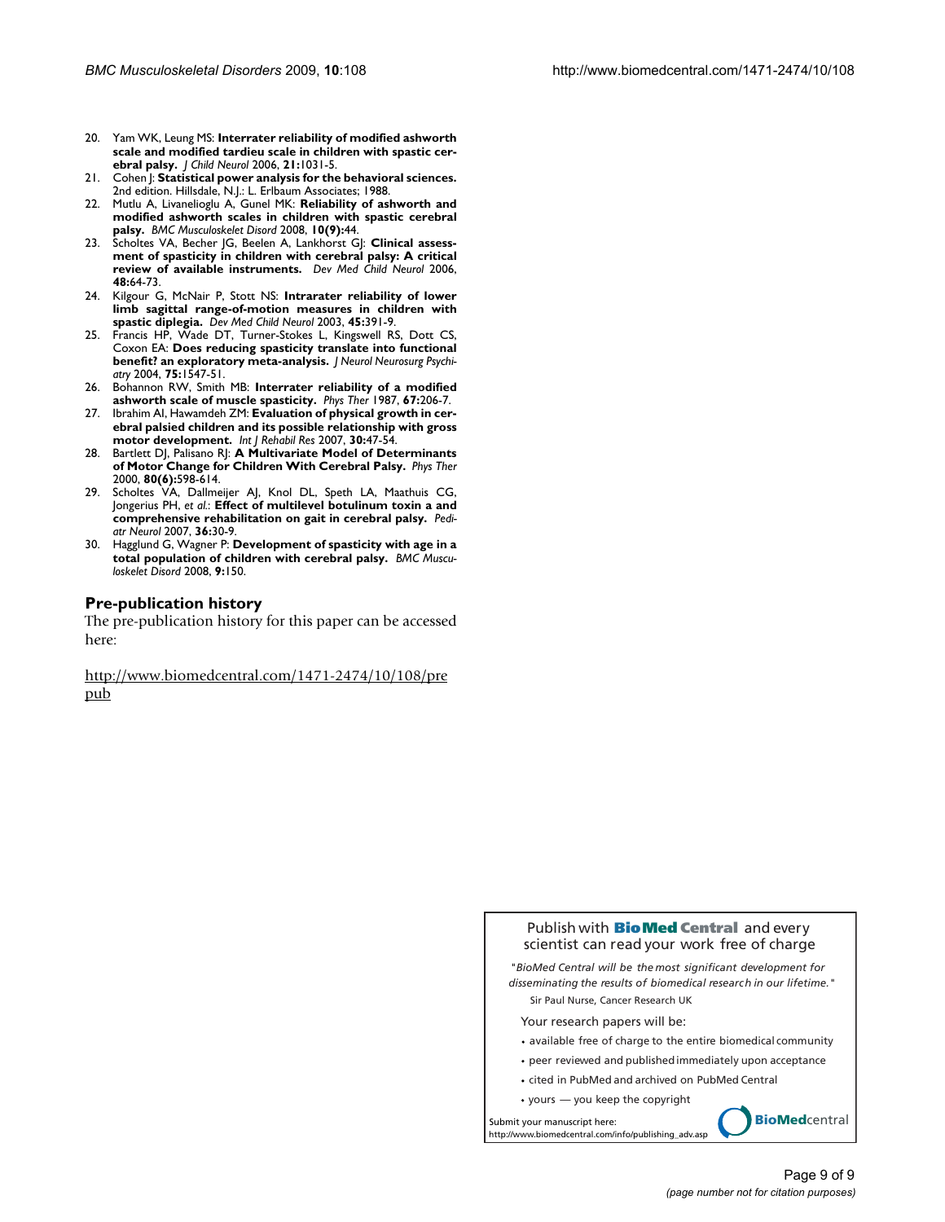20. Yam WK, Leung MS: **Interrater reliability of modified ashworth scale and modified tardieu scale in children with spastic cerebral palsy.** *J Child Neurol* 2006, **21:**1031-5.
21. Cohen J: **Statistical power analysis for the behavioral sciences.** 2nd edition. Hillsdale, N.J.: L. Erlbaum Associates; 1988.
22. Mutlu A, Livanelioglu A, Gunel MK: **Reliability of ashworth and modified ashworth scales in children with spastic cerebral palsy.** *BMC Musculoskelet Disord* 2008, **10(9):**44.
23. Scholtes VA, Becher JG, Beelen A, Lankhorst GJ: **Clinical assessment of spasticity in children with cerebral palsy: A critical review of available instruments.** *Dev Med Child Neurol* 2006, **48:**64-73.
24. Kilgour G, McNair P, Stott NS: **Intrarater reliability of lower limb sagittal range-of-motion measures in children with spastic diplegia.** *Dev Med Child Neurol* 2003, **45:**391-9.
25. Francis HP, Wade DT, Turner-Stokes L, Kingswell RS, Dott CS, Coxon EA: **Does reducing spasticity translate into functional benefit? an exploratory meta-analysis.** *J Neurol Neurosurg Psychiatry* 2004, **75:**1547-51.
26. Bohannon RW, Smith MB: **Interrater reliability of a modified ashworth scale of muscle spasticity.** *Phys Ther* 1987, **67:**206-7.
27. Ibrahim AI, Hawamdeh ZM: **Evaluation of physical growth in cerebral palsied children and its possible relationship with gross motor development.** *Int J Rehabil Res* 2007, **30:**47-54.
28. Bartlett DJ, Palisano RJ: **A Multivariate Model of Determinants of Motor Change for Children With Cerebral Palsy.** *Phys Ther* 2000, **80(6):**598-614.
29. Scholtes VA, Dallmeijer AJ, Knol DL, Speth LA, Maathuis CG, Jongerius PH, *et al.*: **Effect of multilevel botulinum toxin a and comprehensive rehabilitation on gait in cerebral palsy.** *Pediatr Neurol* 2007, **36:**30-9.
30. Hagglund G, Wagner P: **Development of spasticity with age in a total population of children with cerebral palsy.** *BMC Musculoskelet Disord* 2008, **9:**150.

## Pre-publication history

The pre-publication history for this paper can be accessed here:

http://www.biomedcentral.com/1471-2474/10/108/prepub

Publish with **BioMed Central** and every scientist can read your work free of charge

*"BioMed Central will be the most significant development for disseminating the results of biomedical research in our lifetime."*

Sir Paul Nurse, Cancer Research UK

Your research papers will be:

- available free of charge to the entire biomedical community
- peer reviewed and published immediately upon acceptance
- cited in PubMed and archived on PubMed Central
- yours — you keep the copyright

Submit your manuscript here:
http://www.biomedcentral.com/info/publishing_adv.asp

**BioMed**central